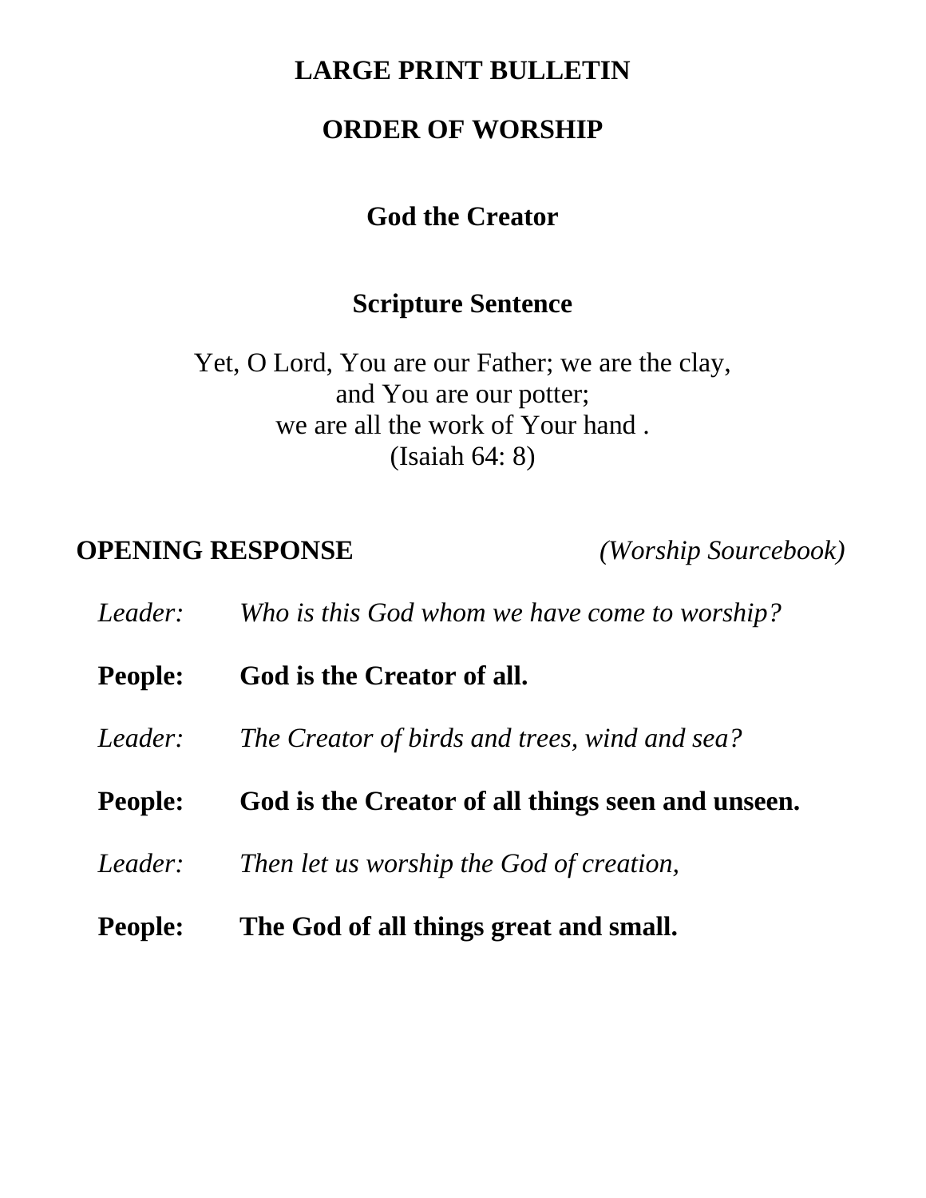# LARGE PRINT BULLETIN

## ORDER OF WORSHIP

### God the Creator

### Scripture Sentence

Yet, O Lord, You are our Father; we are the clay,
and You are our potter;
we are all the work of Your hand .
(Isaiah 64: 8)

**OPENING RESPONSE** *(Worship Sourcebook)*

*Leader:* *Who is this God whom we have come to worship?*

**People:** **God is the Creator of all.**

*Leader:* *The Creator of birds and trees, wind and sea?*

**People:** **God is the Creator of all things seen and unseen.**

*Leader:* *Then let us worship the God of creation,*

**People:** **The God of all things great and small.**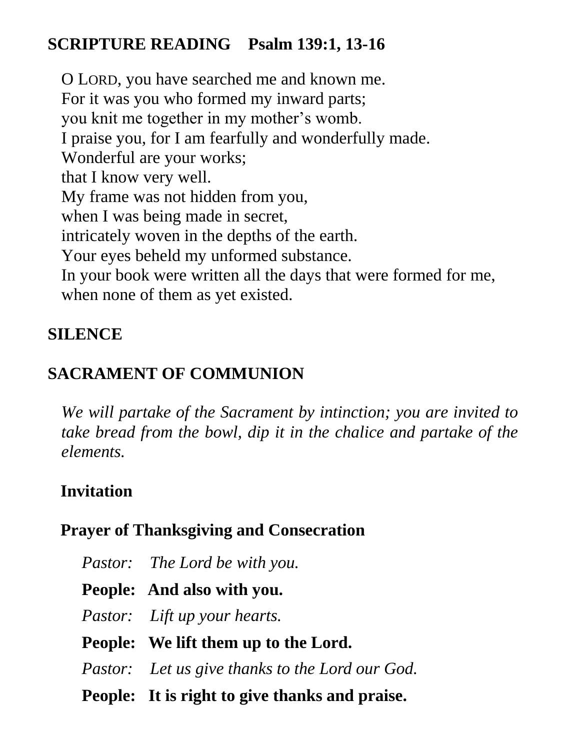## SCRIPTURE READING Psalm 139:1, 13-16

O LORD, you have searched me and known me.
For it was you who formed my inward parts;
you knit me together in my mother's womb.
I praise you, for I am fearfully and wonderfully made.
Wonderful are your works;
that I know very well.
My frame was not hidden from you,
when I was being made in secret,
intricately woven in the depths of the earth.
Your eyes beheld my unformed substance.
In your book were written all the days that were formed for me,
when none of them as yet existed.

## SILENCE

## SACRAMENT OF COMMUNION

*We will partake of the Sacrament by intinction; you are invited to take bread from the bowl, dip it in the chalice and partake of the elements.*

### Invitation

### Prayer of Thanksgiving and Consecration

*Pastor: The Lord be with you.*

**People: And also with you.**

*Pastor: Lift up your hearts.*

**People: We lift them up to the Lord.**

*Pastor: Let us give thanks to the Lord our God.*

**People: It is right to give thanks and praise.**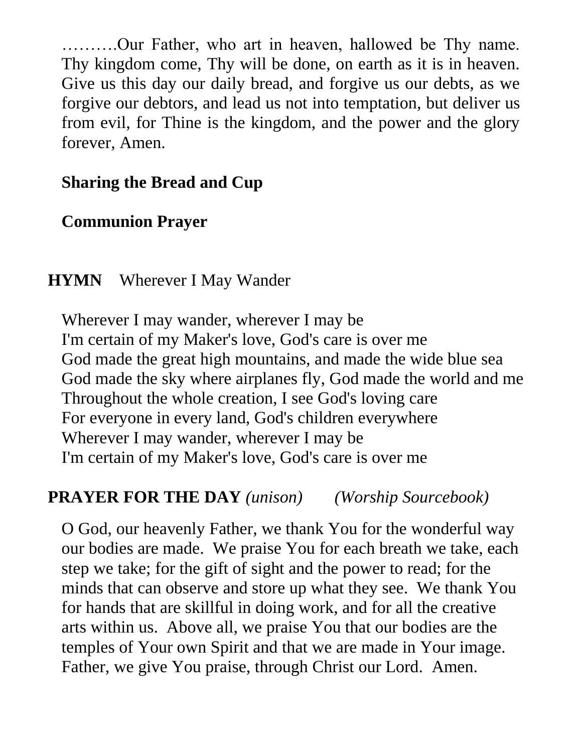……….Our Father, who art in heaven, hallowed be Thy name. Thy kingdom come, Thy will be done, on earth as it is in heaven. Give us this day our daily bread, and forgive us our debts, as we forgive our debtors, and lead us not into temptation, but deliver us from evil, for Thine is the kingdom, and the power and the glory forever, Amen.

**Sharing the Bread and Cup**

**Communion Prayer**

**HYMN** Wherever I May Wander

Wherever I may wander, wherever I may be
I'm certain of my Maker's love, God's care is over me
God made the great high mountains, and made the wide blue sea
God made the sky where airplanes fly, God made the world and me
Throughout the whole creation, I see God's loving care
For everyone in every land, God's children everywhere
Wherever I may wander, wherever I may be
I'm certain of my Maker's love, God's care is over me

**PRAYER FOR THE DAY** *(unison)* *(Worship Sourcebook)*

O God, our heavenly Father, we thank You for the wonderful way our bodies are made. We praise You for each breath we take, each step we take; for the gift of sight and the power to read; for the minds that can observe and store up what they see. We thank You for hands that are skillful in doing work, and for all the creative arts within us. Above all, we praise You that our bodies are the temples of Your own Spirit and that we are made in Your image. Father, we give You praise, through Christ our Lord. Amen.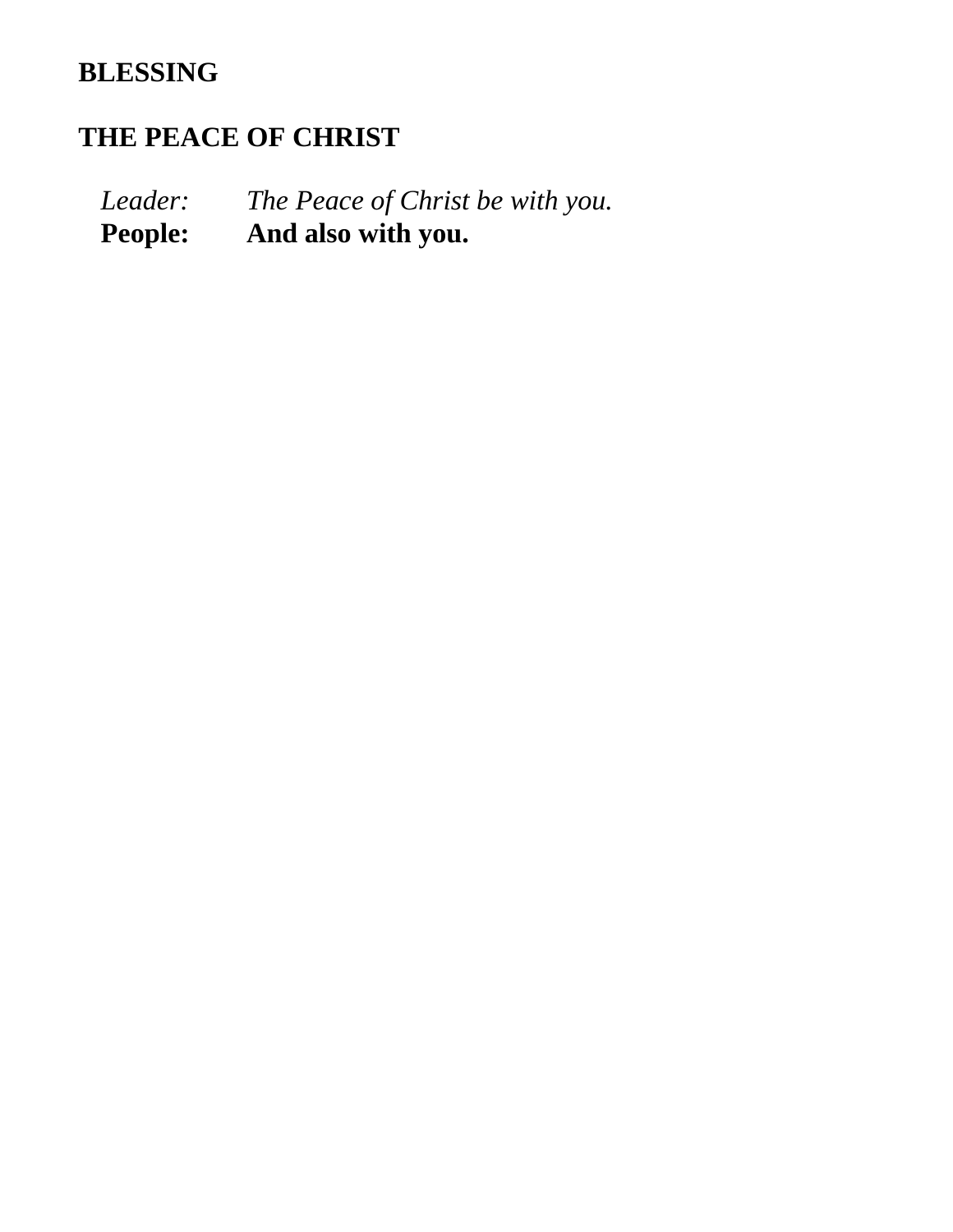**BLESSING**

**THE PEACE OF CHRIST**

*Leader:* *The Peace of Christ be with you.*
**People:** **And also with you.**